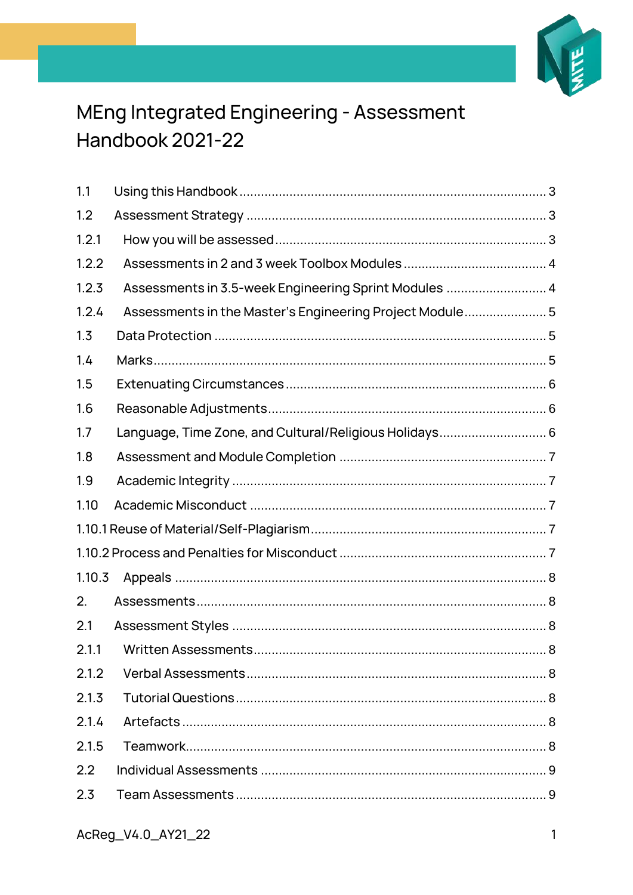# MEng Integrated Engineering - Assessment Handbook 2021-22

1.1 Using this Handbook .......... 3
1.2 Assessment Strategy .......... 3
1.2.1 How you will be assessed .......... 3
1.2.2 Assessments in 2 and 3 week Toolbox Modules .......... 4
1.2.3 Assessments in 3.5-week Engineering Sprint Modules .......... 4
1.2.4 Assessments in the Master's Engineering Project Module .......... 5
1.3 Data Protection .......... 5
1.4 Marks .......... 5
1.5 Extenuating Circumstances .......... 6
1.6 Reasonable Adjustments .......... 6
1.7 Language, Time Zone, and Cultural/Religious Holidays .......... 6
1.8 Assessment and Module Completion .......... 7
1.9 Academic Integrity .......... 7
1.10 Academic Misconduct .......... 7
1.10.1 Reuse of Material/Self-Plagiarism .......... 7
1.10.2 Process and Penalties for Misconduct .......... 7
1.10.3 Appeals .......... 8
2. Assessments .......... 8
2.1 Assessment Styles .......... 8
2.1.1 Written Assessments .......... 8
2.1.2 Verbal Assessments .......... 8
2.1.3 Tutorial Questions .......... 8
2.1.4 Artefacts .......... 8
2.1.5 Teamwork .......... 8
2.2 Individual Assessments .......... 9
2.3 Team Assessments .......... 9

AcReg_V4.0_AY21_22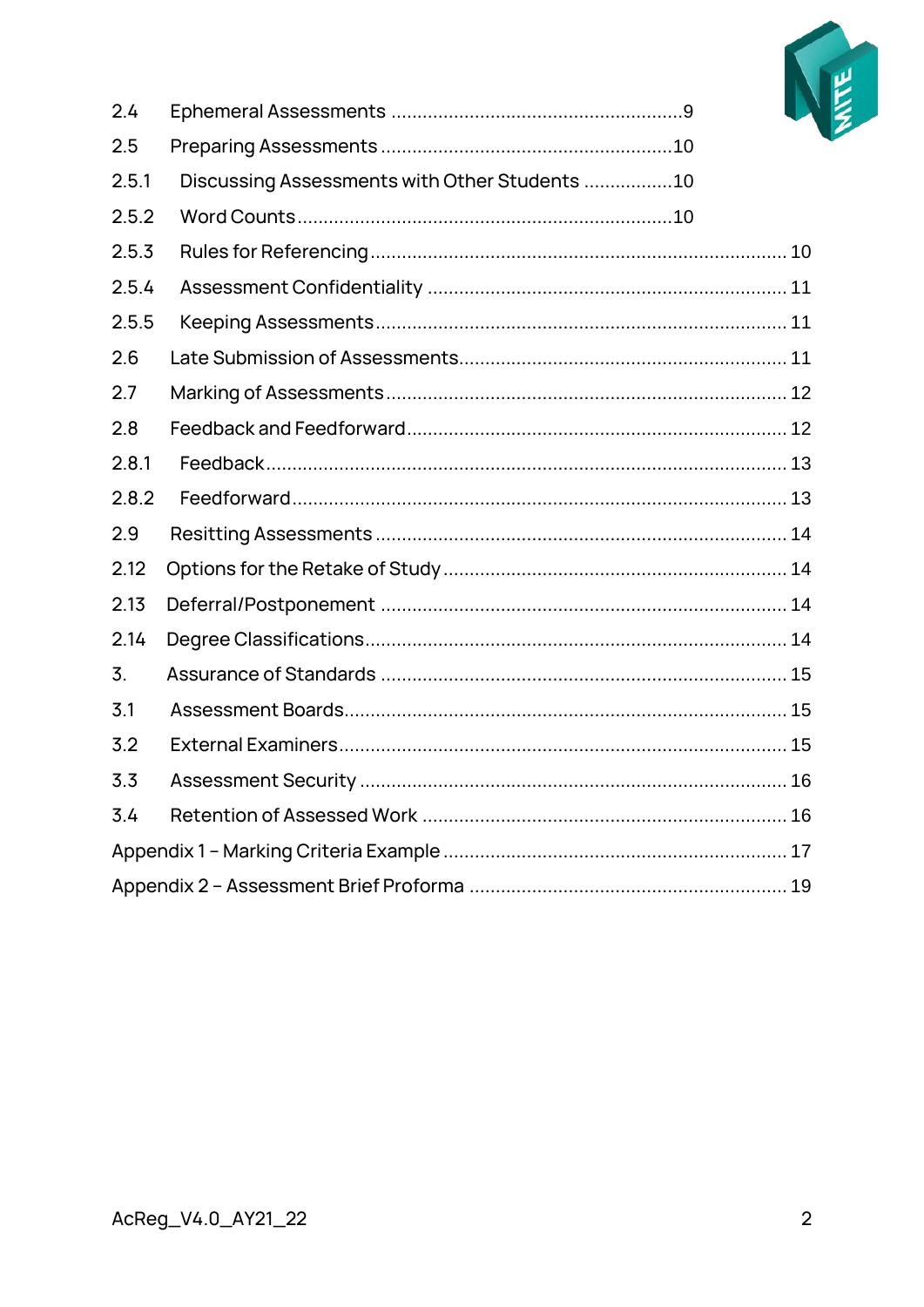2.4 Ephemeral Assessments ........................................................ 9

2.5 Preparing Assessments ........................................................ 10

2.5.1 Discussing Assessments with Other Students ................. 10

2.5.2 Word Counts ........................................................ 10

2.5.3 Rules for Referencing ........................................................ 10

2.5.4 Assessment Confidentiality ........................................................ 11

2.5.5 Keeping Assessments ........................................................ 11

2.6 Late Submission of Assessments ........................................................ 11

2.7 Marking of Assessments ........................................................ 12

2.8 Feedback and Feedforward ........................................................ 12

2.8.1 Feedback ........................................................ 13

2.8.2 Feedforward ........................................................ 13

2.9 Resitting Assessments ........................................................ 14

2.12 Options for the Retake of Study ........................................................ 14

2.13 Deferral/Postponement ........................................................ 14

2.14 Degree Classifications ........................................................ 14

3. Assurance of Standards ........................................................ 15

3.1 Assessment Boards ........................................................ 15

3.2 External Examiners ........................................................ 15

3.3 Assessment Security ........................................................ 16

3.4 Retention of Assessed Work ........................................................ 16

Appendix 1 – Marking Criteria Example ........................................................ 17

Appendix 2 – Assessment Brief Proforma ........................................................ 19

AcReg_V4.0_AY21_22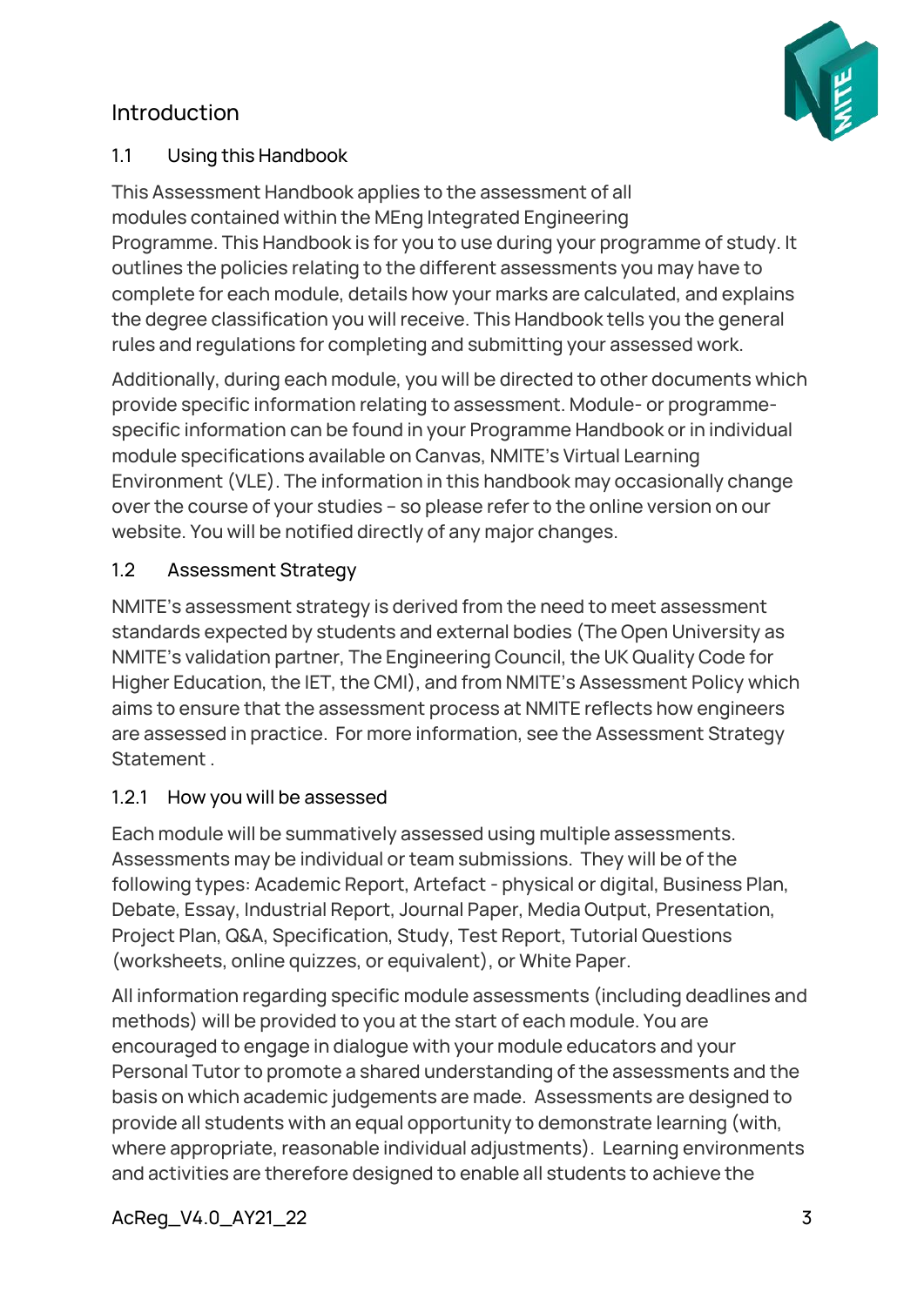# Introduction

## 1.1 Using this Handbook

This Assessment Handbook applies to the assessment of all modules contained within the MEng Integrated Engineering Programme. This Handbook is for you to use during your programme of study. It outlines the policies relating to the different assessments you may have to complete for each module, details how your marks are calculated, and explains the degree classification you will receive. This Handbook tells you the general rules and regulations for completing and submitting your assessed work.

Additionally, during each module, you will be directed to other documents which provide specific information relating to assessment. Module- or programme-specific information can be found in your Programme Handbook or in individual module specifications available on Canvas, NMITE's Virtual Learning Environment (VLE). The information in this handbook may occasionally change over the course of your studies – so please refer to the online version on our website. You will be notified directly of any major changes.

## 1.2 Assessment Strategy

NMITE's assessment strategy is derived from the need to meet assessment standards expected by students and external bodies (The Open University as NMITE's validation partner, The Engineering Council, the UK Quality Code for Higher Education, the IET, the CMI), and from NMITE's Assessment Policy which aims to ensure that the assessment process at NMITE reflects how engineers are assessed in practice. For more information, see the Assessment Strategy Statement .

### 1.2.1 How you will be assessed

Each module will be summatively assessed using multiple assessments. Assessments may be individual or team submissions. They will be of the following types: Academic Report, Artefact - physical or digital, Business Plan, Debate, Essay, Industrial Report, Journal Paper, Media Output, Presentation, Project Plan, Q&A, Specification, Study, Test Report, Tutorial Questions (worksheets, online quizzes, or equivalent), or White Paper.

All information regarding specific module assessments (including deadlines and methods) will be provided to you at the start of each module. You are encouraged to engage in dialogue with your module educators and your Personal Tutor to promote a shared understanding of the assessments and the basis on which academic judgements are made. Assessments are designed to provide all students with an equal opportunity to demonstrate learning (with, where appropriate, reasonable individual adjustments). Learning environments and activities are therefore designed to enable all students to achieve the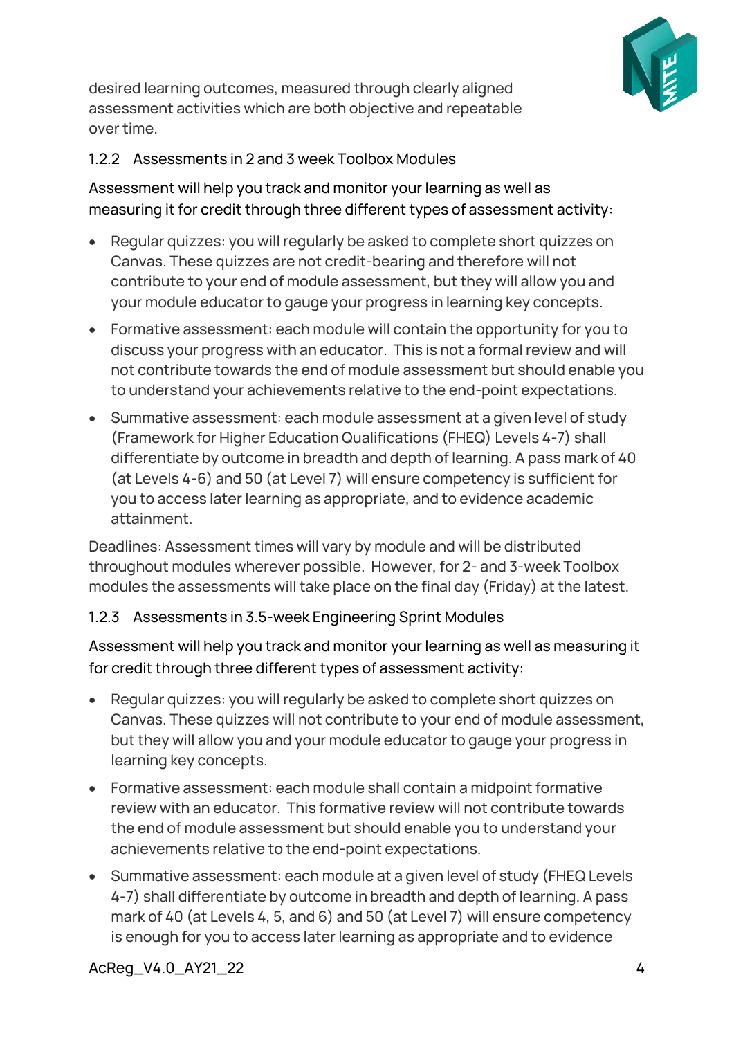desired learning outcomes, measured through clearly aligned assessment activities which are both objective and repeatable over time.

### 1.2.2 Assessments in 2 and 3 week Toolbox Modules

Assessment will help you track and monitor your learning as well as measuring it for credit through three different types of assessment activity:

- Regular quizzes: you will regularly be asked to complete short quizzes on Canvas. These quizzes are not credit-bearing and therefore will not contribute to your end of module assessment, but they will allow you and your module educator to gauge your progress in learning key concepts.
- Formative assessment: each module will contain the opportunity for you to discuss your progress with an educator. This is not a formal review and will not contribute towards the end of module assessment but should enable you to understand your achievements relative to the end-point expectations.
- Summative assessment: each module assessment at a given level of study (Framework for Higher Education Qualifications (FHEQ) Levels 4-7) shall differentiate by outcome in breadth and depth of learning. A pass mark of 40 (at Levels 4-6) and 50 (at Level 7) will ensure competency is sufficient for you to access later learning as appropriate, and to evidence academic attainment.

Deadlines: Assessment times will vary by module and will be distributed throughout modules wherever possible. However, for 2- and 3-week Toolbox modules the assessments will take place on the final day (Friday) at the latest.

### 1.2.3 Assessments in 3.5-week Engineering Sprint Modules

Assessment will help you track and monitor your learning as well as measuring it for credit through three different types of assessment activity:

- Regular quizzes: you will regularly be asked to complete short quizzes on Canvas. These quizzes will not contribute to your end of module assessment, but they will allow you and your module educator to gauge your progress in learning key concepts.
- Formative assessment: each module shall contain a midpoint formative review with an educator. This formative review will not contribute towards the end of module assessment but should enable you to understand your achievements relative to the end-point expectations.
- Summative assessment: each module at a given level of study (FHEQ Levels 4-7) shall differentiate by outcome in breadth and depth of learning. A pass mark of 40 (at Levels 4, 5, and 6) and 50 (at Level 7) will ensure competency is enough for you to access later learning as appropriate and to evidence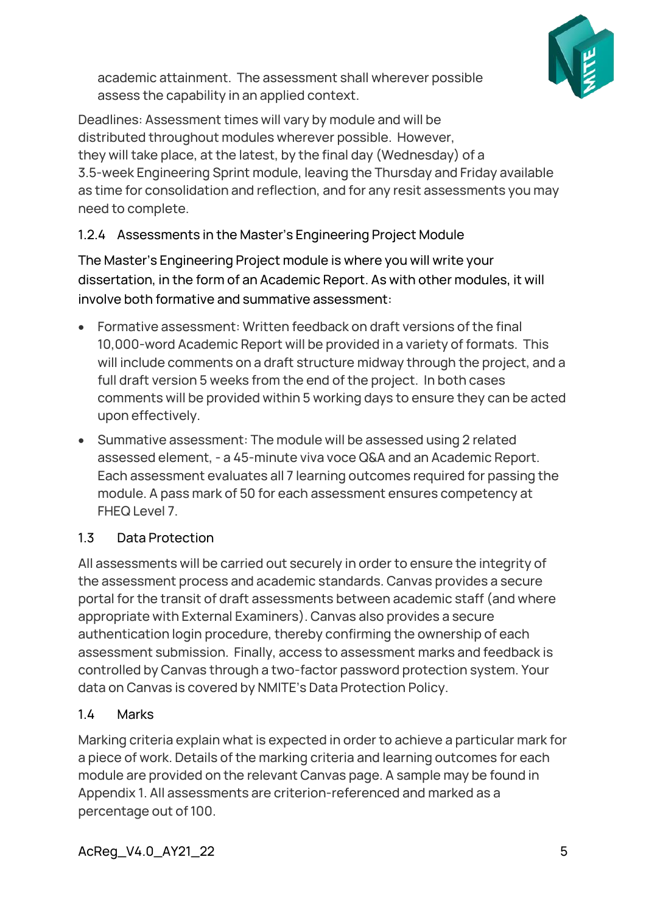academic attainment. The assessment shall wherever possible assess the capability in an applied context.

Deadlines: Assessment times will vary by module and will be distributed throughout modules wherever possible. However, they will take place, at the latest, by the final day (Wednesday) of a 3.5-week Engineering Sprint module, leaving the Thursday and Friday available as time for consolidation and reflection, and for any resit assessments you may need to complete.

### 1.2.4 Assessments in the Master's Engineering Project Module

The Master's Engineering Project module is where you will write your dissertation, in the form of an Academic Report. As with other modules, it will involve both formative and summative assessment:

- Formative assessment: Written feedback on draft versions of the final 10,000-word Academic Report will be provided in a variety of formats. This will include comments on a draft structure midway through the project, and a full draft version 5 weeks from the end of the project. In both cases comments will be provided within 5 working days to ensure they can be acted upon effectively.
- Summative assessment: The module will be assessed using 2 related assessed element, - a 45-minute viva voce Q&A and an Academic Report. Each assessment evaluates all 7 learning outcomes required for passing the module. A pass mark of 50 for each assessment ensures competency at FHEQ Level 7.

## 1.3 Data Protection

All assessments will be carried out securely in order to ensure the integrity of the assessment process and academic standards. Canvas provides a secure portal for the transit of draft assessments between academic staff (and where appropriate with External Examiners). Canvas also provides a secure authentication login procedure, thereby confirming the ownership of each assessment submission. Finally, access to assessment marks and feedback is controlled by Canvas through a two-factor password protection system. Your data on Canvas is covered by NMITE's Data Protection Policy.

## 1.4 Marks

Marking criteria explain what is expected in order to achieve a particular mark for a piece of work. Details of the marking criteria and learning outcomes for each module are provided on the relevant Canvas page. A sample may be found in Appendix 1. All assessments are criterion-referenced and marked as a percentage out of 100.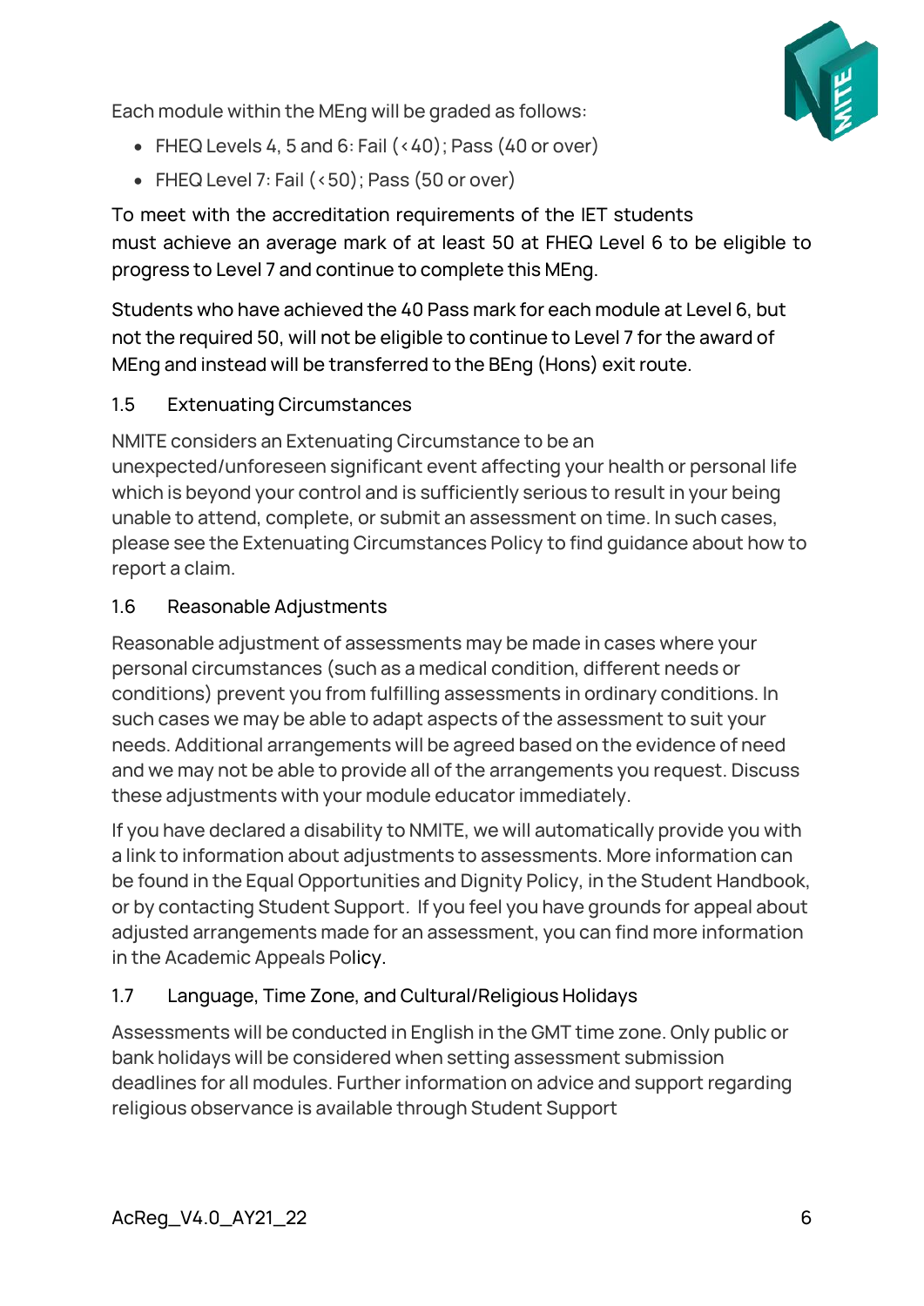Each module within the MEng will be graded as follows:

- FHEQ Levels 4, 5 and 6: Fail (<40); Pass (40 or over)
- FHEQ Level 7: Fail (<50); Pass (50 or over)

To meet with the accreditation requirements of the IET students must achieve an average mark of at least 50 at FHEQ Level 6 to be eligible to progress to Level 7 and continue to complete this MEng.

Students who have achieved the 40 Pass mark for each module at Level 6, but not the required 50, will not be eligible to continue to Level 7 for the award of MEng and instead will be transferred to the BEng (Hons) exit route.

### 1.5 Extenuating Circumstances

NMITE considers an Extenuating Circumstance to be an unexpected/unforeseen significant event affecting your health or personal life which is beyond your control and is sufficiently serious to result in your being unable to attend, complete, or submit an assessment on time. In such cases, please see the Extenuating Circumstances Policy to find guidance about how to report a claim.

### 1.6 Reasonable Adjustments

Reasonable adjustment of assessments may be made in cases where your personal circumstances (such as a medical condition, different needs or conditions) prevent you from fulfilling assessments in ordinary conditions. In such cases we may be able to adapt aspects of the assessment to suit your needs. Additional arrangements will be agreed based on the evidence of need and we may not be able to provide all of the arrangements you request. Discuss these adjustments with your module educator immediately.

If you have declared a disability to NMITE, we will automatically provide you with a link to information about adjustments to assessments. More information can be found in the Equal Opportunities and Dignity Policy, in the Student Handbook, or by contacting Student Support. If you feel you have grounds for appeal about adjusted arrangements made for an assessment, you can find more information in the Academic Appeals Policy.

### 1.7 Language, Time Zone, and Cultural/Religious Holidays

Assessments will be conducted in English in the GMT time zone. Only public or bank holidays will be considered when setting assessment submission deadlines for all modules. Further information on advice and support regarding religious observance is available through Student Support

AcReg_V4.0_AY21_22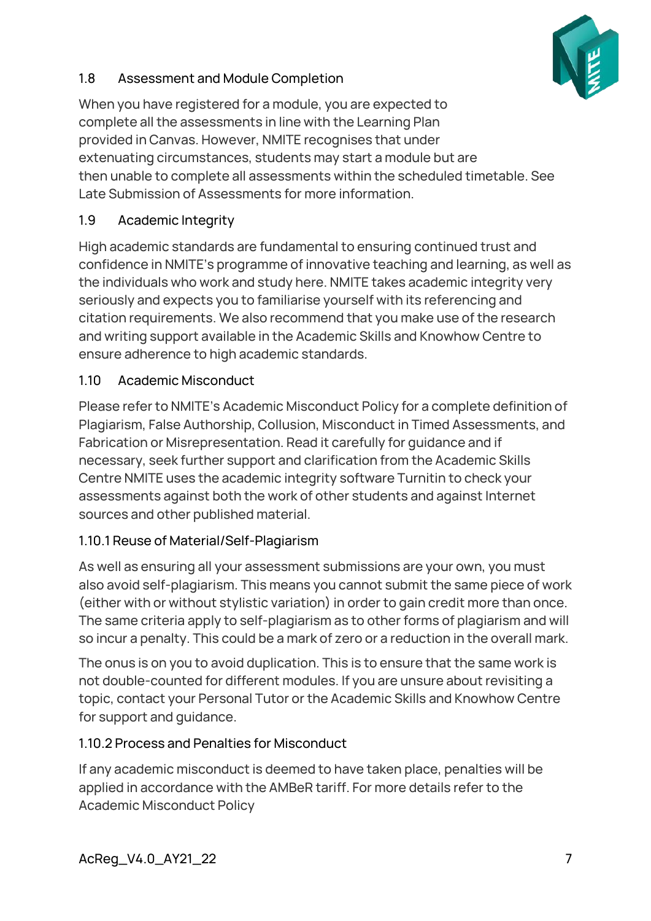### 1.8 Assessment and Module Completion

When you have registered for a module, you are expected to complete all the assessments in line with the Learning Plan provided in Canvas. However, NMITE recognises that under extenuating circumstances, students may start a module but are then unable to complete all assessments within the scheduled timetable. See Late Submission of Assessments for more information.

### 1.9 Academic Integrity

High academic standards are fundamental to ensuring continued trust and confidence in NMITE's programme of innovative teaching and learning, as well as the individuals who work and study here. NMITE takes academic integrity very seriously and expects you to familiarise yourself with its referencing and citation requirements. We also recommend that you make use of the research and writing support available in the Academic Skills and Knowhow Centre to ensure adherence to high academic standards.

### 1.10 Academic Misconduct

Please refer to NMITE's Academic Misconduct Policy for a complete definition of Plagiarism, False Authorship, Collusion, Misconduct in Timed Assessments, and Fabrication or Misrepresentation. Read it carefully for guidance and if necessary, seek further support and clarification from the Academic Skills Centre NMITE uses the academic integrity software Turnitin to check your assessments against both the work of other students and against Internet sources and other published material.

#### 1.10.1 Reuse of Material/Self-Plagiarism

As well as ensuring all your assessment submissions are your own, you must also avoid self-plagiarism. This means you cannot submit the same piece of work (either with or without stylistic variation) in order to gain credit more than once. The same criteria apply to self-plagiarism as to other forms of plagiarism and will so incur a penalty. This could be a mark of zero or a reduction in the overall mark.

The onus is on you to avoid duplication. This is to ensure that the same work is not double-counted for different modules. If you are unsure about revisiting a topic, contact your Personal Tutor or the Academic Skills and Knowhow Centre for support and guidance.

#### 1.10.2 Process and Penalties for Misconduct

If any academic misconduct is deemed to have taken place, penalties will be applied in accordance with the AMBeR tariff. For more details refer to the Academic Misconduct Policy

AcReg_V4.0_AY21_22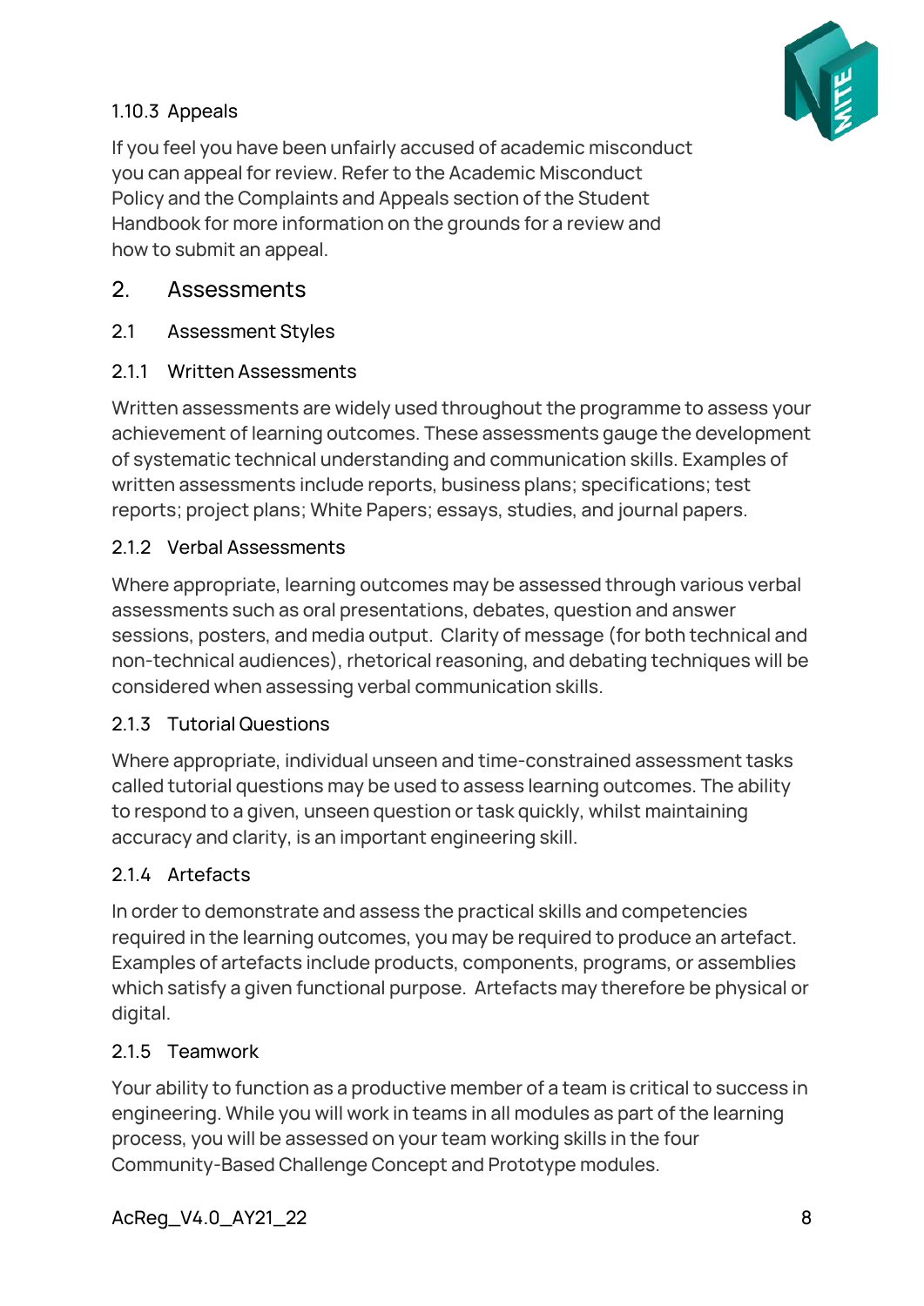#### 1.10.3 Appeals

If you feel you have been unfairly accused of academic misconduct you can appeal for review. Refer to the Academic Misconduct Policy and the Complaints and Appeals section of the Student Handbook for more information on the grounds for a review and how to submit an appeal.

## 2. Assessments

### 2.1 Assessment Styles

#### 2.1.1 Written Assessments

Written assessments are widely used throughout the programme to assess your achievement of learning outcomes. These assessments gauge the development of systematic technical understanding and communication skills. Examples of written assessments include reports, business plans; specifications; test reports; project plans; White Papers; essays, studies, and journal papers.

#### 2.1.2 Verbal Assessments

Where appropriate, learning outcomes may be assessed through various verbal assessments such as oral presentations, debates, question and answer sessions, posters, and media output. Clarity of message (for both technical and non-technical audiences), rhetorical reasoning, and debating techniques will be considered when assessing verbal communication skills.

#### 2.1.3 Tutorial Questions

Where appropriate, individual unseen and time-constrained assessment tasks called tutorial questions may be used to assess learning outcomes. The ability to respond to a given, unseen question or task quickly, whilst maintaining accuracy and clarity, is an important engineering skill.

#### 2.1.4 Artefacts

In order to demonstrate and assess the practical skills and competencies required in the learning outcomes, you may be required to produce an artefact. Examples of artefacts include products, components, programs, or assemblies which satisfy a given functional purpose. Artefacts may therefore be physical or digital.

#### 2.1.5 Teamwork

Your ability to function as a productive member of a team is critical to success in engineering. While you will work in teams in all modules as part of the learning process, you will be assessed on your team working skills in the four Community-Based Challenge Concept and Prototype modules.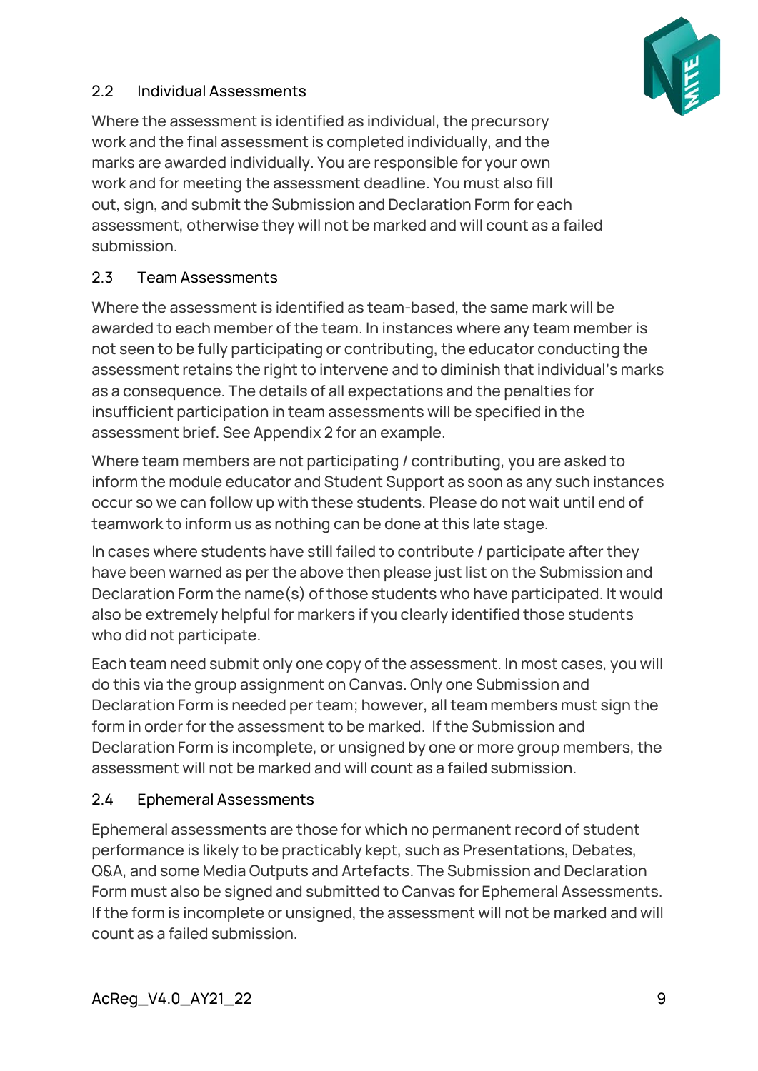### 2.2 Individual Assessments

Where the assessment is identified as individual, the precursory work and the final assessment is completed individually, and the marks are awarded individually. You are responsible for your own work and for meeting the assessment deadline. You must also fill out, sign, and submit the Submission and Declaration Form for each assessment, otherwise they will not be marked and will count as a failed submission.

### 2.3 Team Assessments

Where the assessment is identified as team-based, the same mark will be awarded to each member of the team. In instances where any team member is not seen to be fully participating or contributing, the educator conducting the assessment retains the right to intervene and to diminish that individual's marks as a consequence. The details of all expectations and the penalties for insufficient participation in team assessments will be specified in the assessment brief. See Appendix 2 for an example.

Where team members are not participating / contributing, you are asked to inform the module educator and Student Support as soon as any such instances occur so we can follow up with these students. Please do not wait until end of teamwork to inform us as nothing can be done at this late stage.

In cases where students have still failed to contribute / participate after they have been warned as per the above then please just list on the Submission and Declaration Form the name(s) of those students who have participated. It would also be extremely helpful for markers if you clearly identified those students who did not participate.

Each team need submit only one copy of the assessment. In most cases, you will do this via the group assignment on Canvas. Only one Submission and Declaration Form is needed per team; however, all team members must sign the form in order for the assessment to be marked. If the Submission and Declaration Form is incomplete, or unsigned by one or more group members, the assessment will not be marked and will count as a failed submission.

### 2.4 Ephemeral Assessments

Ephemeral assessments are those for which no permanent record of student performance is likely to be practicably kept, such as Presentations, Debates, Q&A, and some Media Outputs and Artefacts. The Submission and Declaration Form must also be signed and submitted to Canvas for Ephemeral Assessments. If the form is incomplete or unsigned, the assessment will not be marked and will count as a failed submission.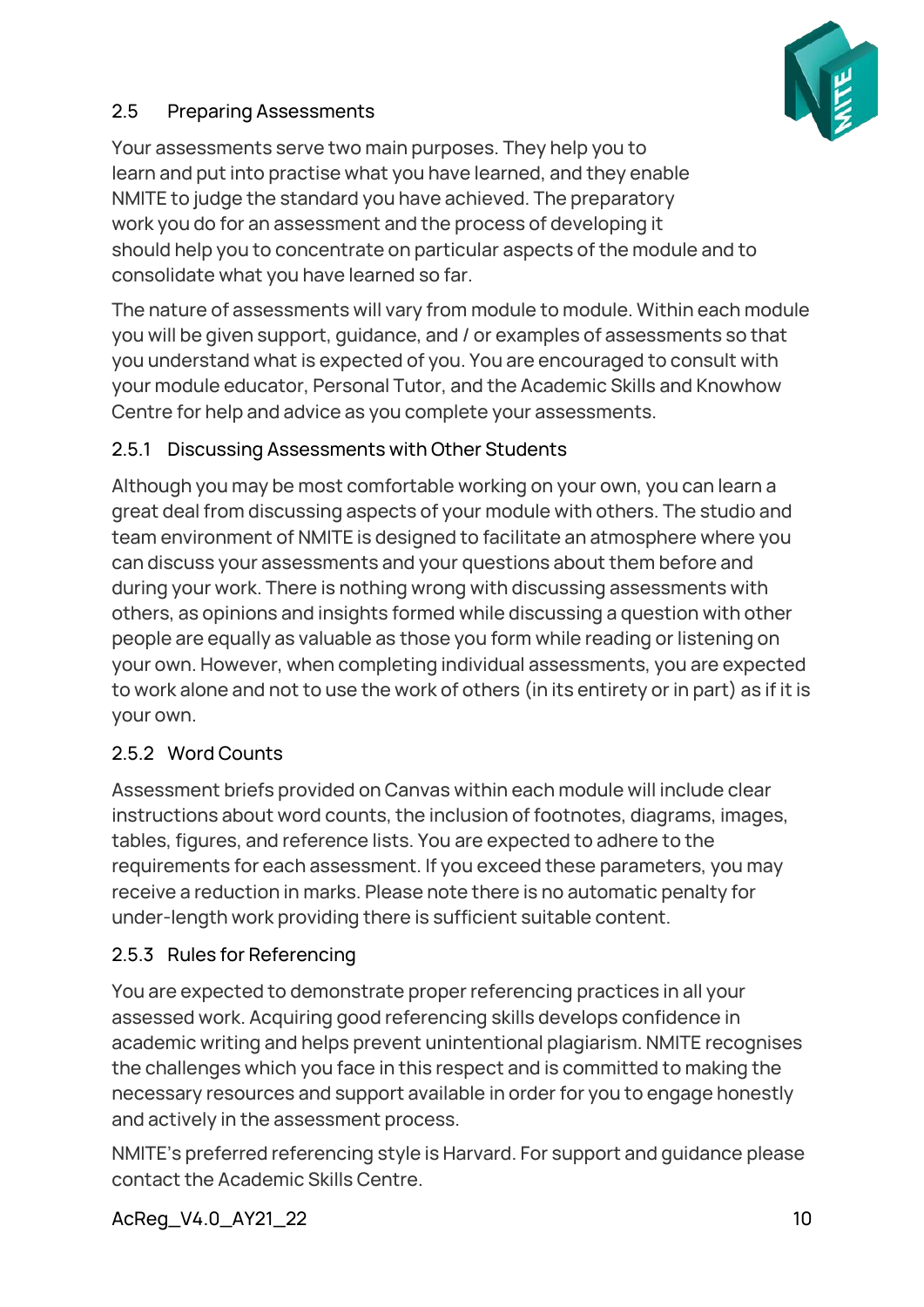## 2.5 Preparing Assessments

Your assessments serve two main purposes. They help you to learn and put into practise what you have learned, and they enable NMITE to judge the standard you have achieved. The preparatory work you do for an assessment and the process of developing it should help you to concentrate on particular aspects of the module and to consolidate what you have learned so far.

The nature of assessments will vary from module to module. Within each module you will be given support, guidance, and / or examples of assessments so that you understand what is expected of you. You are encouraged to consult with your module educator, Personal Tutor, and the Academic Skills and Knowhow Centre for help and advice as you complete your assessments.

### 2.5.1 Discussing Assessments with Other Students

Although you may be most comfortable working on your own, you can learn a great deal from discussing aspects of your module with others. The studio and team environment of NMITE is designed to facilitate an atmosphere where you can discuss your assessments and your questions about them before and during your work. There is nothing wrong with discussing assessments with others, as opinions and insights formed while discussing a question with other people are equally as valuable as those you form while reading or listening on your own. However, when completing individual assessments, you are expected to work alone and not to use the work of others (in its entirety or in part) as if it is your own.

### 2.5.2 Word Counts

Assessment briefs provided on Canvas within each module will include clear instructions about word counts, the inclusion of footnotes, diagrams, images, tables, figures, and reference lists. You are expected to adhere to the requirements for each assessment. If you exceed these parameters, you may receive a reduction in marks. Please note there is no automatic penalty for under-length work providing there is sufficient suitable content.

### 2.5.3 Rules for Referencing

You are expected to demonstrate proper referencing practices in all your assessed work. Acquiring good referencing skills develops confidence in academic writing and helps prevent unintentional plagiarism. NMITE recognises the challenges which you face in this respect and is committed to making the necessary resources and support available in order for you to engage honestly and actively in the assessment process.

NMITE's preferred referencing style is Harvard. For support and guidance please contact the Academic Skills Centre.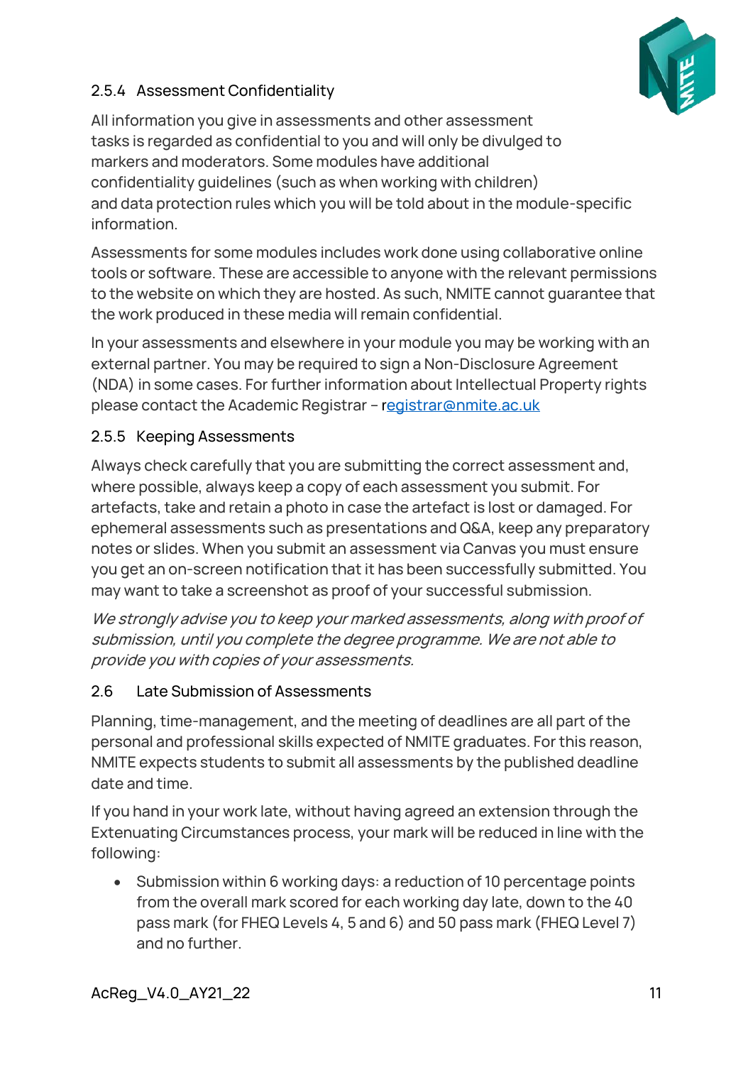### 2.5.4 Assessment Confidentiality

All information you give in assessments and other assessment tasks is regarded as confidential to you and will only be divulged to markers and moderators. Some modules have additional confidentiality guidelines (such as when working with children) and data protection rules which you will be told about in the module-specific information.

Assessments for some modules includes work done using collaborative online tools or software. These are accessible to anyone with the relevant permissions to the website on which they are hosted. As such, NMITE cannot guarantee that the work produced in these media will remain confidential.

In your assessments and elsewhere in your module you may be working with an external partner. You may be required to sign a Non-Disclosure Agreement (NDA) in some cases. For further information about Intellectual Property rights please contact the Academic Registrar – registrar@nmite.ac.uk

### 2.5.5 Keeping Assessments

Always check carefully that you are submitting the correct assessment and, where possible, always keep a copy of each assessment you submit. For artefacts, take and retain a photo in case the artefact is lost or damaged. For ephemeral assessments such as presentations and Q&A, keep any preparatory notes or slides. When you submit an assessment via Canvas you must ensure you get an on-screen notification that it has been successfully submitted. You may want to take a screenshot as proof of your successful submission.

*We strongly advise you to keep your marked assessments, along with proof of submission, until you complete the degree programme. We are not able to provide you with copies of your assessments.*

## 2.6 Late Submission of Assessments

Planning, time-management, and the meeting of deadlines are all part of the personal and professional skills expected of NMITE graduates. For this reason, NMITE expects students to submit all assessments by the published deadline date and time.

If you hand in your work late, without having agreed an extension through the Extenuating Circumstances process, your mark will be reduced in line with the following:

- Submission within 6 working days: a reduction of 10 percentage points from the overall mark scored for each working day late, down to the 40 pass mark (for FHEQ Levels 4, 5 and 6) and 50 pass mark (FHEQ Level 7) and no further.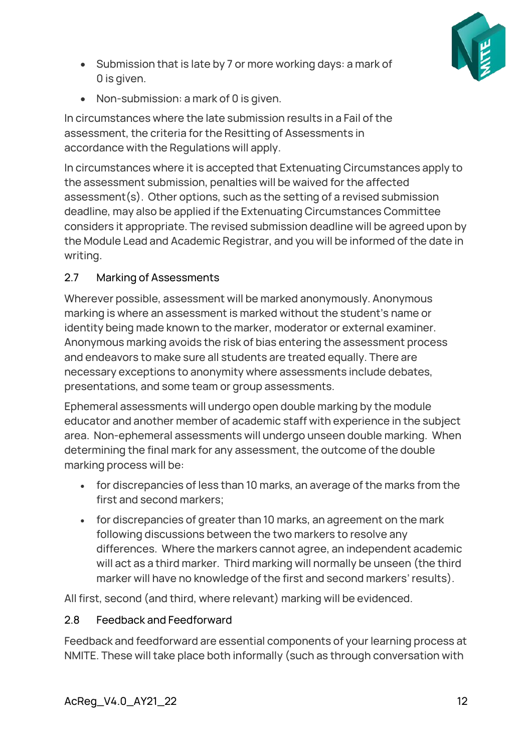- Submission that is late by 7 or more working days: a mark of 0 is given.
- Non-submission: a mark of 0 is given.

In circumstances where the late submission results in a Fail of the assessment, the criteria for the Resitting of Assessments in accordance with the Regulations will apply.

In circumstances where it is accepted that Extenuating Circumstances apply to the assessment submission, penalties will be waived for the affected assessment(s). Other options, such as the setting of a revised submission deadline, may also be applied if the Extenuating Circumstances Committee considers it appropriate. The revised submission deadline will be agreed upon by the Module Lead and Academic Registrar, and you will be informed of the date in writing.

### 2.7 Marking of Assessments

Wherever possible, assessment will be marked anonymously. Anonymous marking is where an assessment is marked without the student's name or identity being made known to the marker, moderator or external examiner. Anonymous marking avoids the risk of bias entering the assessment process and endeavors to make sure all students are treated equally. There are necessary exceptions to anonymity where assessments include debates, presentations, and some team or group assessments.

Ephemeral assessments will undergo open double marking by the module educator and another member of academic staff with experience in the subject area. Non-ephemeral assessments will undergo unseen double marking. When determining the final mark for any assessment, the outcome of the double marking process will be:

- for discrepancies of less than 10 marks, an average of the marks from the first and second markers;
- for discrepancies of greater than 10 marks, an agreement on the mark following discussions between the two markers to resolve any differences. Where the markers cannot agree, an independent academic will act as a third marker. Third marking will normally be unseen (the third marker will have no knowledge of the first and second markers' results).

All first, second (and third, where relevant) marking will be evidenced.

### 2.8 Feedback and Feedforward

Feedback and feedforward are essential components of your learning process at NMITE. These will take place both informally (such as through conversation with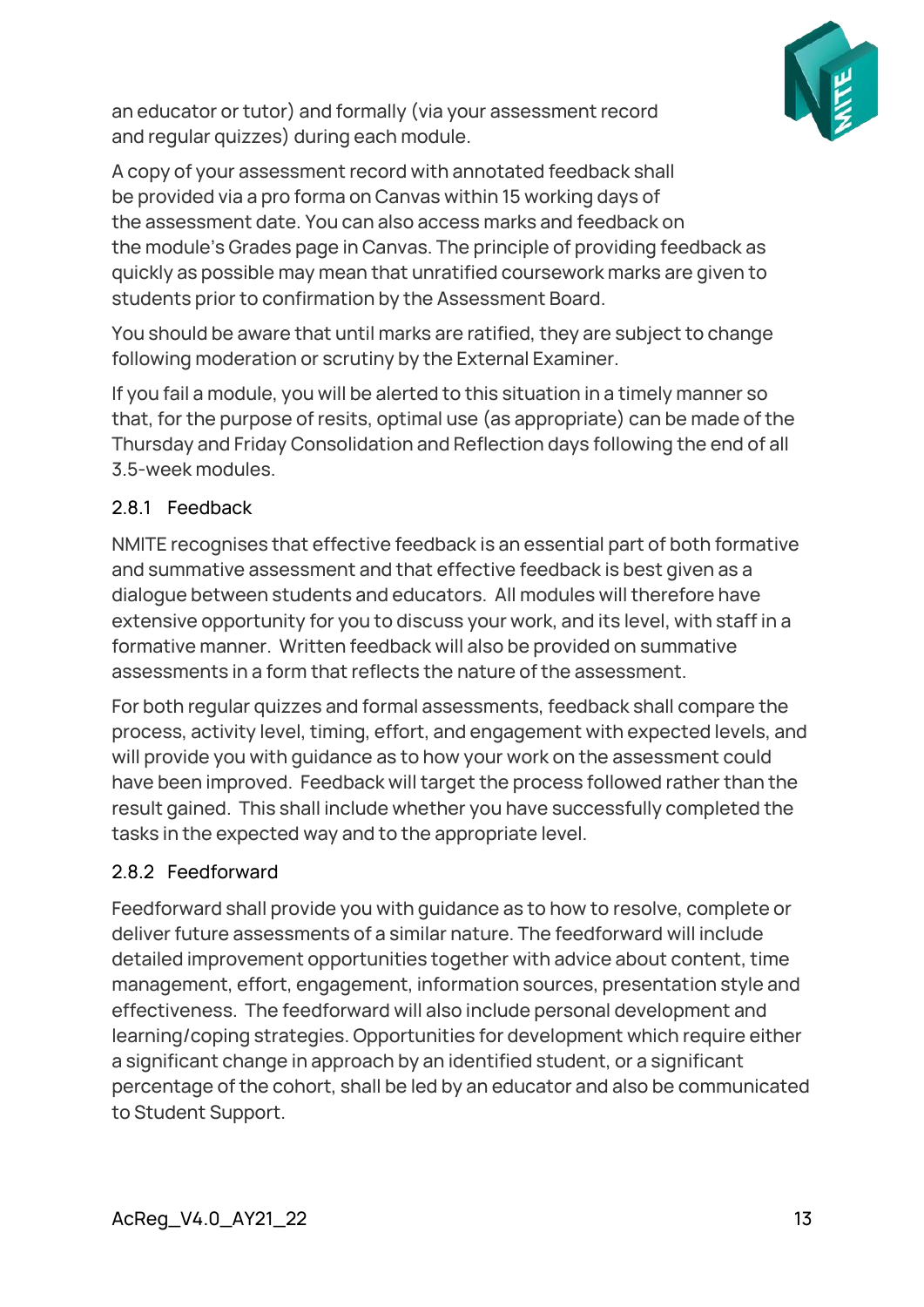an educator or tutor) and formally (via your assessment record and regular quizzes) during each module.

A copy of your assessment record with annotated feedback shall be provided via a pro forma on Canvas within 15 working days of the assessment date. You can also access marks and feedback on the module's Grades page in Canvas. The principle of providing feedback as quickly as possible may mean that unratified coursework marks are given to students prior to confirmation by the Assessment Board.

You should be aware that until marks are ratified, they are subject to change following moderation or scrutiny by the External Examiner.

If you fail a module, you will be alerted to this situation in a timely manner so that, for the purpose of resits, optimal use (as appropriate) can be made of the Thursday and Friday Consolidation and Reflection days following the end of all 3.5-week modules.

### 2.8.1 Feedback

NMITE recognises that effective feedback is an essential part of both formative and summative assessment and that effective feedback is best given as a dialogue between students and educators. All modules will therefore have extensive opportunity for you to discuss your work, and its level, with staff in a formative manner. Written feedback will also be provided on summative assessments in a form that reflects the nature of the assessment.

For both regular quizzes and formal assessments, feedback shall compare the process, activity level, timing, effort, and engagement with expected levels, and will provide you with guidance as to how your work on the assessment could have been improved. Feedback will target the process followed rather than the result gained. This shall include whether you have successfully completed the tasks in the expected way and to the appropriate level.

### 2.8.2 Feedforward

Feedforward shall provide you with guidance as to how to resolve, complete or deliver future assessments of a similar nature. The feedforward will include detailed improvement opportunities together with advice about content, time management, effort, engagement, information sources, presentation style and effectiveness. The feedforward will also include personal development and learning/coping strategies. Opportunities for development which require either a significant change in approach by an identified student, or a significant percentage of the cohort, shall be led by an educator and also be communicated to Student Support.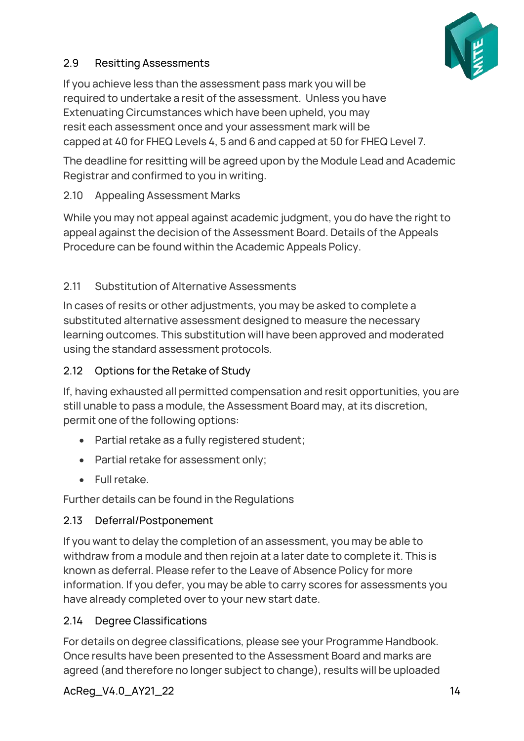### 2.9 Resitting Assessments

If you achieve less than the assessment pass mark you will be required to undertake a resit of the assessment. Unless you have Extenuating Circumstances which have been upheld, you may resit each assessment once and your assessment mark will be capped at 40 for FHEQ Levels 4, 5 and 6 and capped at 50 for FHEQ Level 7.

The deadline for resitting will be agreed upon by the Module Lead and Academic Registrar and confirmed to you in writing.

### 2.10 Appealing Assessment Marks

While you may not appeal against academic judgment, you do have the right to appeal against the decision of the Assessment Board. Details of the Appeals Procedure can be found within the Academic Appeals Policy.

### 2.11 Substitution of Alternative Assessments

In cases of resits or other adjustments, you may be asked to complete a substituted alternative assessment designed to measure the necessary learning outcomes. This substitution will have been approved and moderated using the standard assessment protocols.

### 2.12 Options for the Retake of Study

If, having exhausted all permitted compensation and resit opportunities, you are still unable to pass a module, the Assessment Board may, at its discretion, permit one of the following options:

- Partial retake as a fully registered student;
- Partial retake for assessment only;
- Full retake.

Further details can be found in the Regulations

### 2.13 Deferral/Postponement

If you want to delay the completion of an assessment, you may be able to withdraw from a module and then rejoin at a later date to complete it. This is known as deferral. Please refer to the Leave of Absence Policy for more information. If you defer, you may be able to carry scores for assessments you have already completed over to your new start date.

### 2.14 Degree Classifications

For details on degree classifications, please see your Programme Handbook. Once results have been presented to the Assessment Board and marks are agreed (and therefore no longer subject to change), results will be uploaded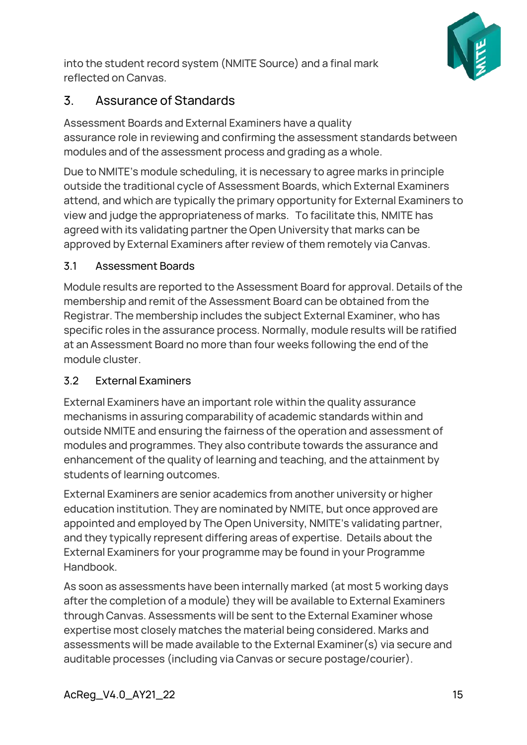into the student record system (NMITE Source) and a final mark reflected on Canvas.

## 3. Assurance of Standards

Assessment Boards and External Examiners have a quality assurance role in reviewing and confirming the assessment standards between modules and of the assessment process and grading as a whole.

Due to NMITE's module scheduling, it is necessary to agree marks in principle outside the traditional cycle of Assessment Boards, which External Examiners attend, and which are typically the primary opportunity for External Examiners to view and judge the appropriateness of marks. To facilitate this, NMITE has agreed with its validating partner the Open University that marks can be approved by External Examiners after review of them remotely via Canvas.

### 3.1 Assessment Boards

Module results are reported to the Assessment Board for approval. Details of the membership and remit of the Assessment Board can be obtained from the Registrar. The membership includes the subject External Examiner, who has specific roles in the assurance process. Normally, module results will be ratified at an Assessment Board no more than four weeks following the end of the module cluster.

### 3.2 External Examiners

External Examiners have an important role within the quality assurance mechanisms in assuring comparability of academic standards within and outside NMITE and ensuring the fairness of the operation and assessment of modules and programmes. They also contribute towards the assurance and enhancement of the quality of learning and teaching, and the attainment by students of learning outcomes.

External Examiners are senior academics from another university or higher education institution. They are nominated by NMITE, but once approved are appointed and employed by The Open University, NMITE's validating partner, and they typically represent differing areas of expertise. Details about the External Examiners for your programme may be found in your Programme Handbook.

As soon as assessments have been internally marked (at most 5 working days after the completion of a module) they will be available to External Examiners through Canvas. Assessments will be sent to the External Examiner whose expertise most closely matches the material being considered. Marks and assessments will be made available to the External Examiner(s) via secure and auditable processes (including via Canvas or secure postage/courier).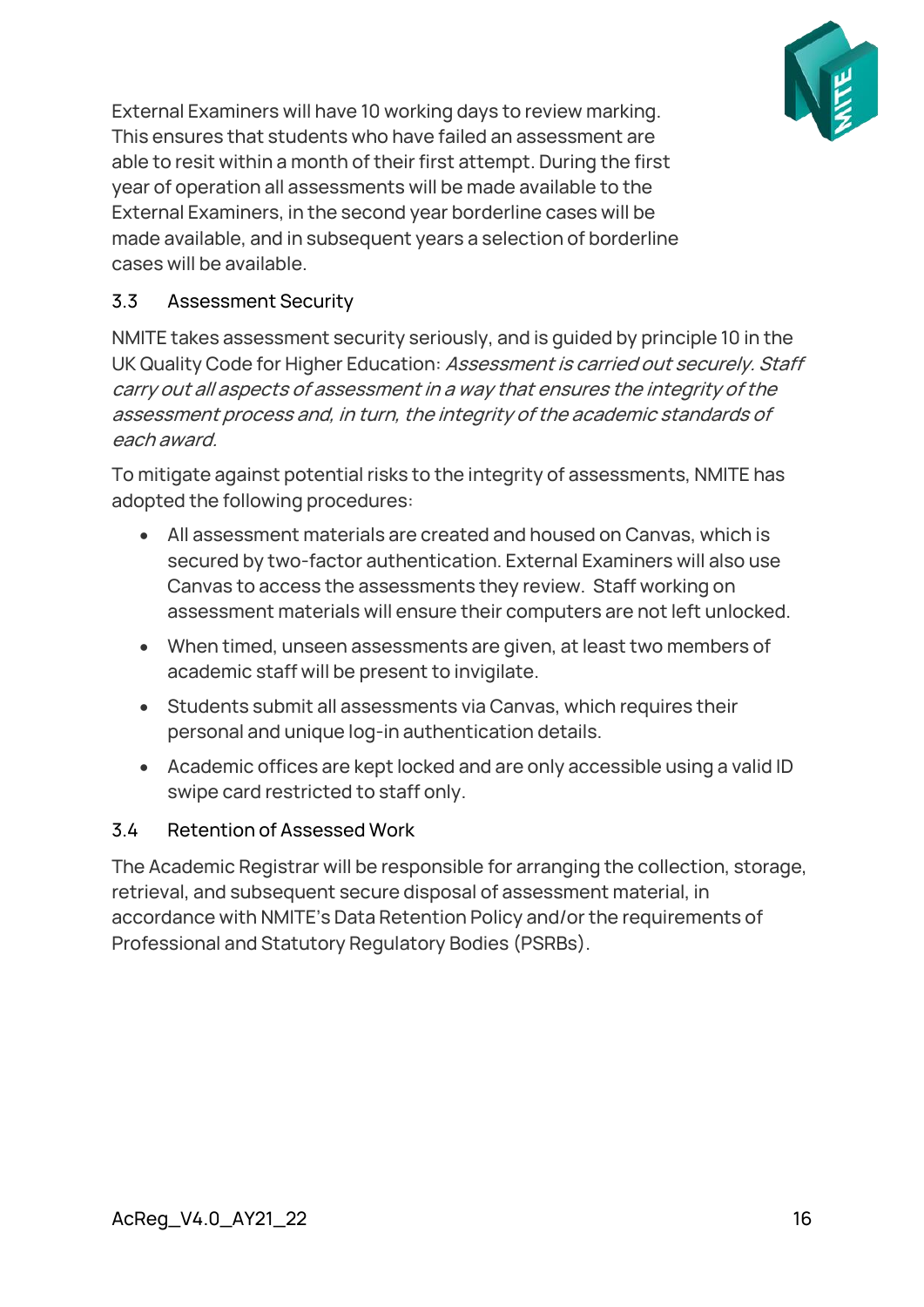External Examiners will have 10 working days to review marking. This ensures that students who have failed an assessment are able to resit within a month of their first attempt. During the first year of operation all assessments will be made available to the External Examiners, in the second year borderline cases will be made available, and in subsequent years a selection of borderline cases will be available.

### 3.3 Assessment Security

NMITE takes assessment security seriously, and is guided by principle 10 in the UK Quality Code for Higher Education: *Assessment is carried out securely. Staff carry out all aspects of assessment in a way that ensures the integrity of the assessment process and, in turn, the integrity of the academic standards of each award.*

To mitigate against potential risks to the integrity of assessments, NMITE has adopted the following procedures:

- All assessment materials are created and housed on Canvas, which is secured by two-factor authentication. External Examiners will also use Canvas to access the assessments they review. Staff working on assessment materials will ensure their computers are not left unlocked.
- When timed, unseen assessments are given, at least two members of academic staff will be present to invigilate.
- Students submit all assessments via Canvas, which requires their personal and unique log-in authentication details.
- Academic offices are kept locked and are only accessible using a valid ID swipe card restricted to staff only.

### 3.4 Retention of Assessed Work

The Academic Registrar will be responsible for arranging the collection, storage, retrieval, and subsequent secure disposal of assessment material, in accordance with NMITE's Data Retention Policy and/or the requirements of Professional and Statutory Regulatory Bodies (PSRBs).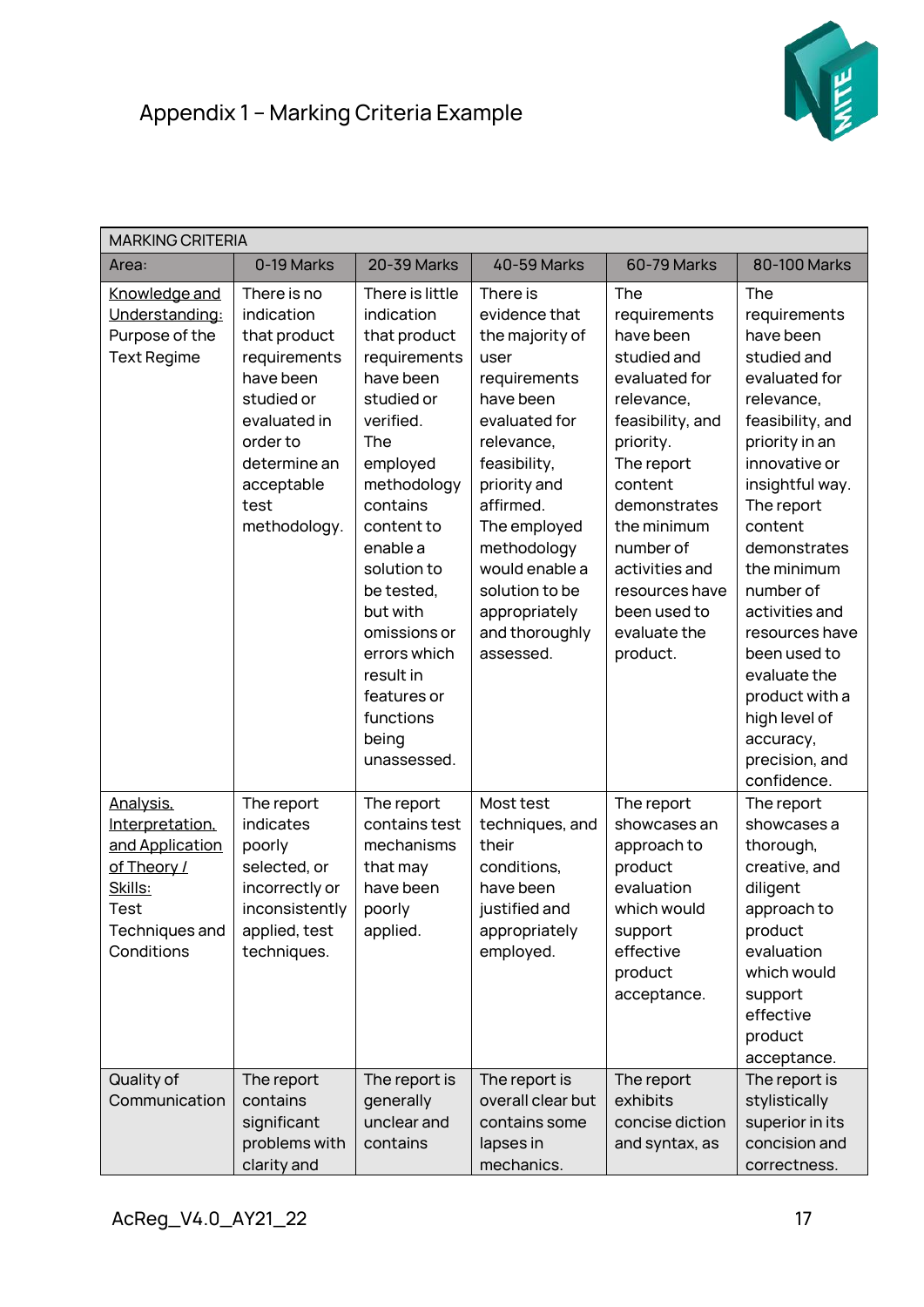## Appendix 1 – Marking Criteria Example

| MARKING CRITERIA | | | | | |
|---|---|---|---|---|---|
| Area: | 0-19 Marks | 20-39 Marks | 40-59 Marks | 60-79 Marks | 80-100 Marks |
| Knowledge and Understanding: Purpose of the Text Regime | There is no indication that product requirements have been studied or evaluated in order to determine an acceptable test methodology. | There is little indication that product requirements have been studied or verified. The employed methodology contains content to enable a solution to be tested, but with omissions or errors which result in features or functions being unassessed. | There is evidence that the majority of user requirements have been evaluated for relevance, feasibility, priority and affirmed. The employed methodology would enable a solution to be appropriately and thoroughly assessed. | The requirements have been studied and evaluated for relevance, feasibility, and priority. The report content demonstrates the minimum number of activities and resources have been used to evaluate the product. | The requirements have been studied and evaluated for relevance, feasibility, and priority in an innovative or insightful way. The report content demonstrates the minimum number of activities and resources have been used to evaluate the product with a high level of accuracy, precision, and confidence. |
| Analysis, Interpretation, and Application of Theory / Skills: Test Techniques and Conditions | The report indicates poorly selected, or incorrectly or inconsistently applied, test techniques. | The report contains test mechanisms that may have been poorly applied. | Most test techniques, and their conditions, have been justified and appropriately employed. | The report showcases an approach to product evaluation which would support effective product acceptance. | The report showcases a thorough, creative, and diligent approach to product evaluation which would support effective product acceptance. |
| Quality of Communication | The report contains significant problems with clarity and | The report is generally unclear and contains | The report is overall clear but contains some lapses in mechanics. | The report exhibits concise diction and syntax, as | The report is stylistically superior in its concision and correctness. |

AcReg_V4.0_AY21_22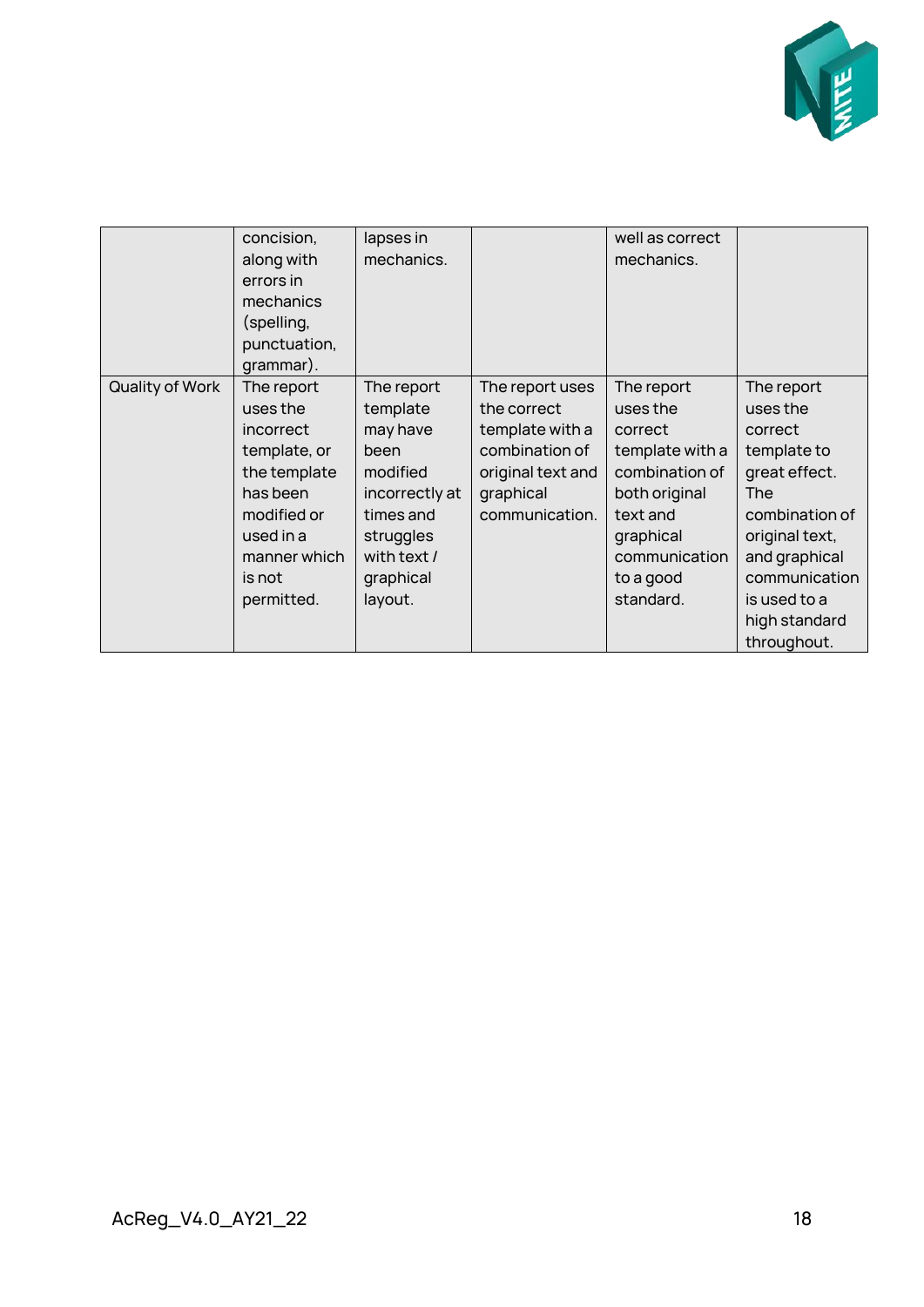| | | | | | |
|---|---|---|---|---|---|
| | concision, along with errors in mechanics (spelling, punctuation, grammar). | lapses in mechanics. | | well as correct mechanics. | |
| Quality of Work | The report uses the incorrect template, or the template has been modified or used in a manner which is not permitted. | The report template may have been modified incorrectly at times and struggles with text / graphical layout. | The report uses the correct template with a combination of original text and graphical communication. | The report uses the correct template with a combination of both original text and graphical communication to a good standard. | The report uses the correct template to great effect. The combination of original text, and graphical communication is used to a high standard throughout. |

AcReg_V4.0_AY21_22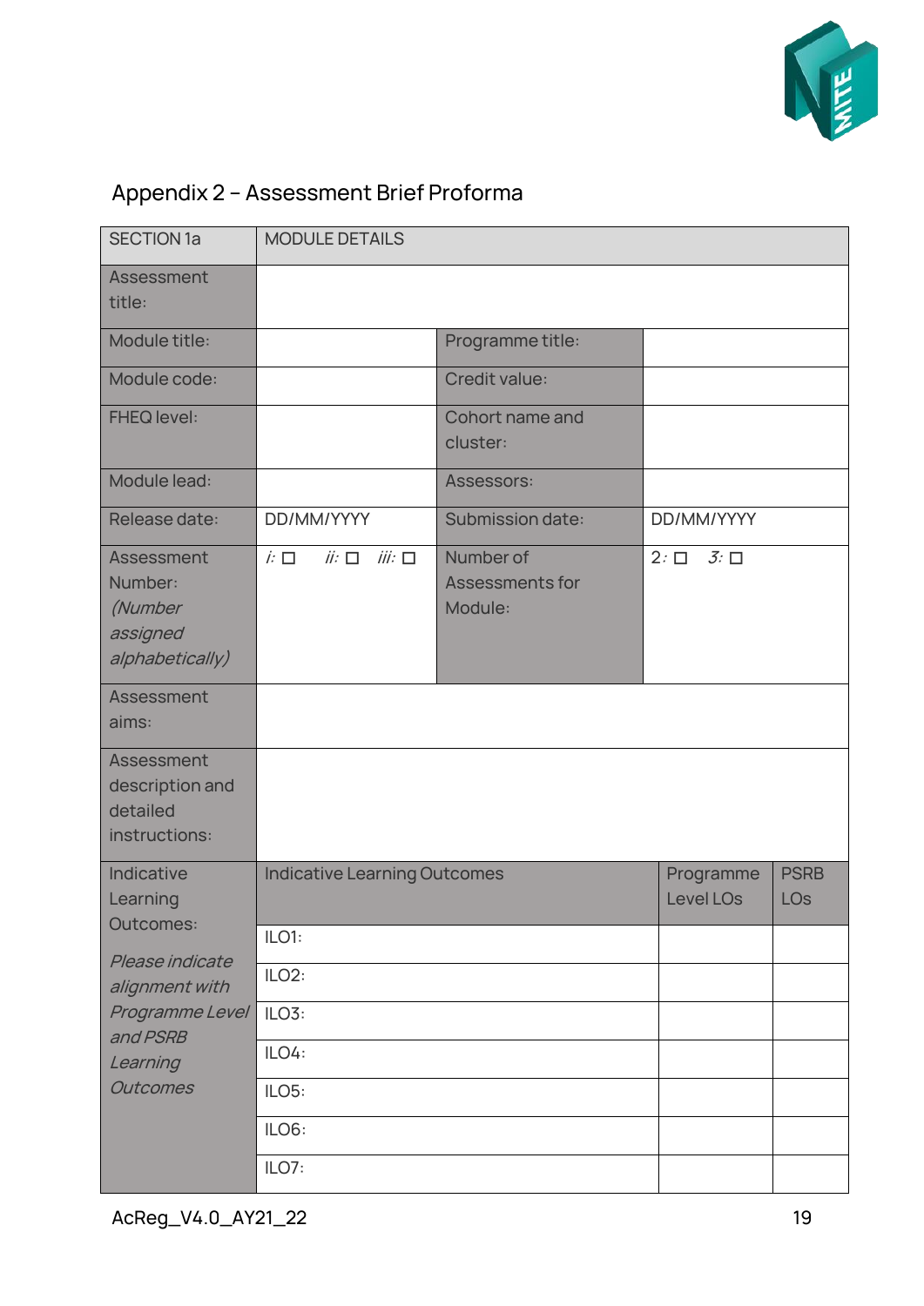## Appendix 2 – Assessment Brief Proforma

| SECTION 1a | MODULE DETAILS | | | |
|---|---|---|---|---|
| Assessment title: | | | | |
| Module title: | | Programme title: | | |
| Module code: | | Credit value: | | |
| FHEQ level: | | Cohort name and cluster: | | |
| Module lead: | | Assessors: | | |
| Release date: | DD/MM/YYYY | Submission date: | DD/MM/YYYY | |
| Assessment Number: *(Number assigned alphabetically)* | *i:* ☐ *ii:* ☐ *iii:* ☐ | Number of Assessments for Module: | 2*:* ☐ *3:* ☐ | |
| Assessment aims: | | | | |
| Assessment description and detailed instructions: | | | | |
| Indicative Learning Outcomes: *Please indicate alignment with Programme Level and PSRB Learning Outcomes* | Indicative Learning Outcomes | | Programme Level LOs | PSRB LOs |
| | ILO1: | | | |
| | ILO2: | | | |
| | ILO3: | | | |
| | ILO4: | | | |
| | ILO5: | | | |
| | ILO6: | | | |
| | ILO7: | | | |

AcReg_V4.0_AY21_22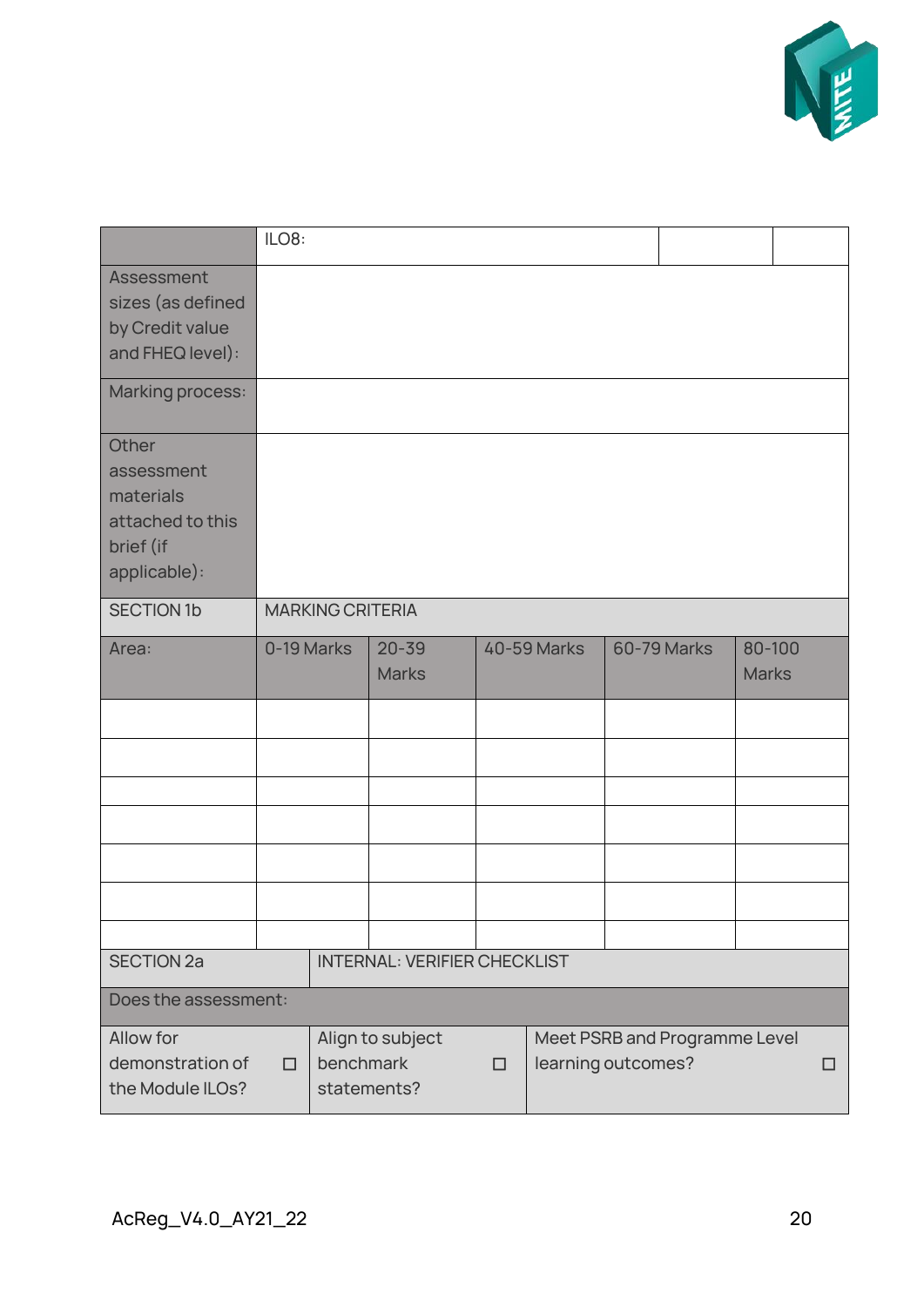| | ILO8: | | | | |
|---|---|---|---|---|---|
| Assessment sizes (as defined by Credit value and FHEQ level): | | | | | |
| Marking process: | | | | | |
| Other assessment materials attached to this brief (if applicable): | | | | | |
| SECTION 1b | MARKING CRITERIA | | | | |
| Area: | 0-19 Marks | 20-39 Marks | 40-59 Marks | 60-79 Marks | 80-100 Marks |
| | | | | | |
| | | | | | |
| | | | | | |
| | | | | | |
| | | | | | |
| | | | | | |
| | | | | | |

| SECTION 2a | INTERNAL: VERIFIER CHECKLIST | |
|---|---|---|
| Does the assessment: | | |
| Allow for demonstration of the Module ILOs? ☐ | Align to subject benchmark statements? ☐ | Meet PSRB and Programme Level learning outcomes? ☐ |

AcReg_V4.0_AY21_22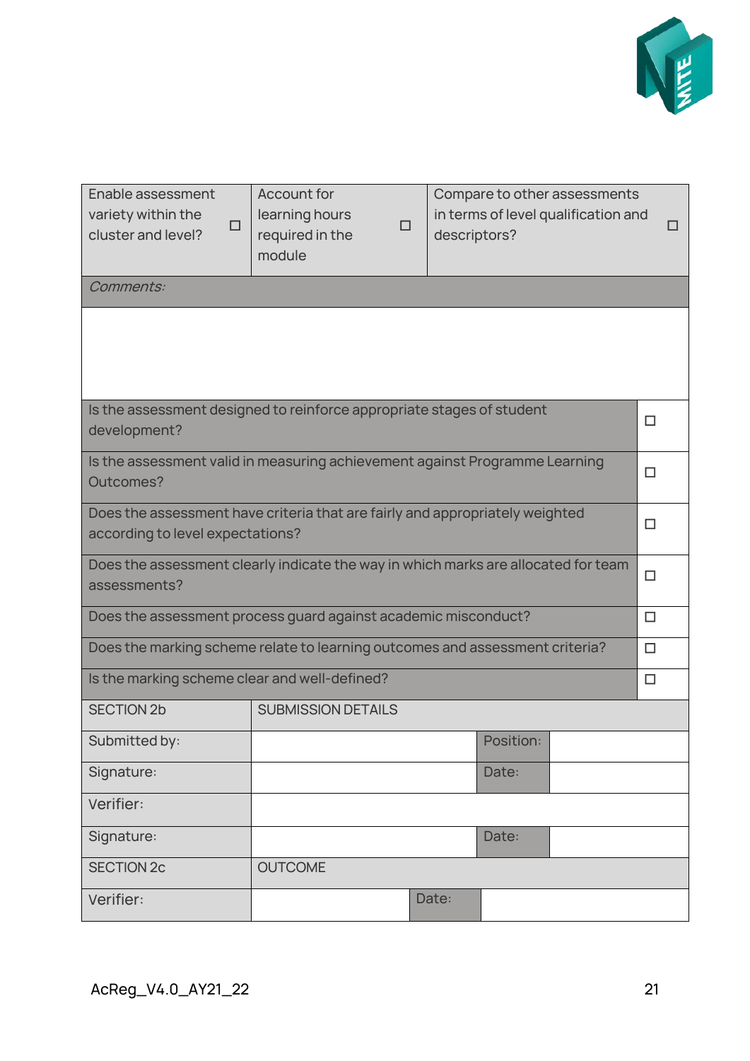| Enable assessment variety within the cluster and level? ☐ | Account for learning hours required in the module ☐ | Compare to other assessments in terms of level qualification and descriptors? ☐ |
|---|---|---|
| *Comments:* | | |
| | | |

| | |
|---|---|
| Is the assessment designed to reinforce appropriate stages of student development? | ☐ |
| Is the assessment valid in measuring achievement against Programme Learning Outcomes? | ☐ |
| Does the assessment have criteria that are fairly and appropriately weighted according to level expectations? | ☐ |
| Does the assessment clearly indicate the way in which marks are allocated for team assessments? | ☐ |
| Does the assessment process guard against academic misconduct? | ☐ |
| Does the marking scheme relate to learning outcomes and assessment criteria? | ☐ |
| Is the marking scheme clear and well-defined? | ☐ |

| SECTION 2b | SUBMISSION DETAILS | | |
|---|---|---|---|
| Submitted by: | | Position: | |
| Signature: | | Date: | |
| Verifier: | | | |
| Signature: | | Date: | |

| SECTION 2c | OUTCOME | | |
|---|---|---|---|
| Verifier: | | Date: | |

AcReg_V4.0_AY21_22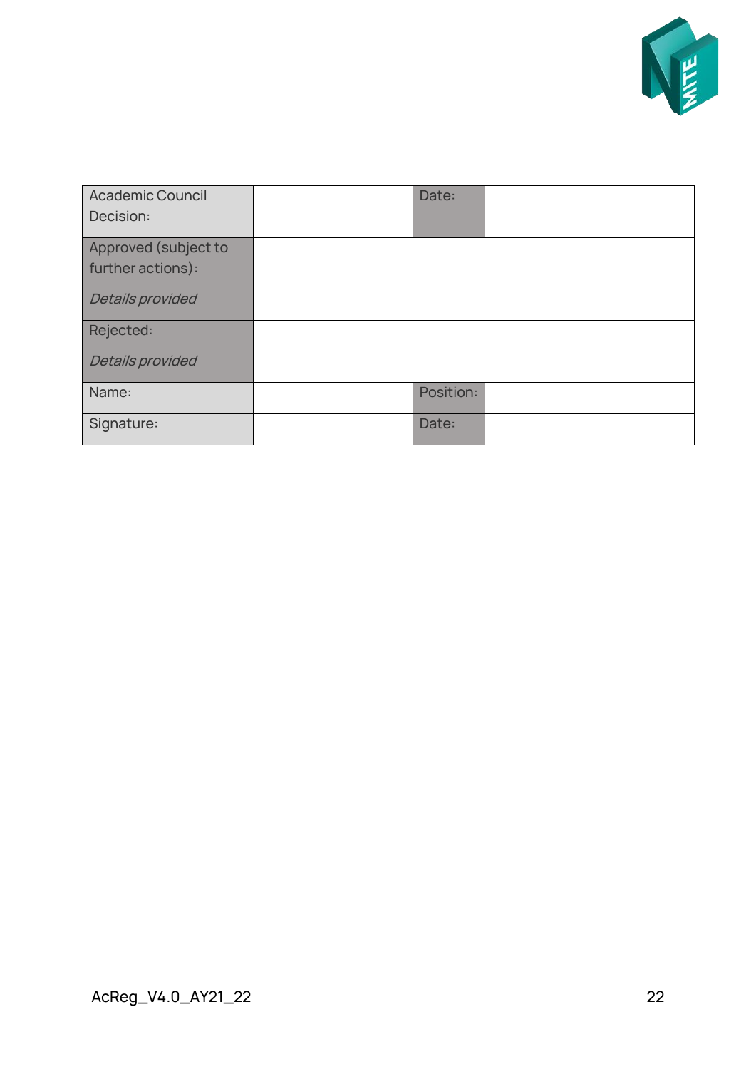| | | | |
|---|---|---|---|
| Academic Council Decision: | | Date: | |
| Approved (subject to further actions):<br><br>*Details provided* | | | |
| Rejected:<br><br>*Details provided* | | | |
| Name: | | Position: | |
| Signature: | | Date: | |

AcReg_V4.0_AY21_22